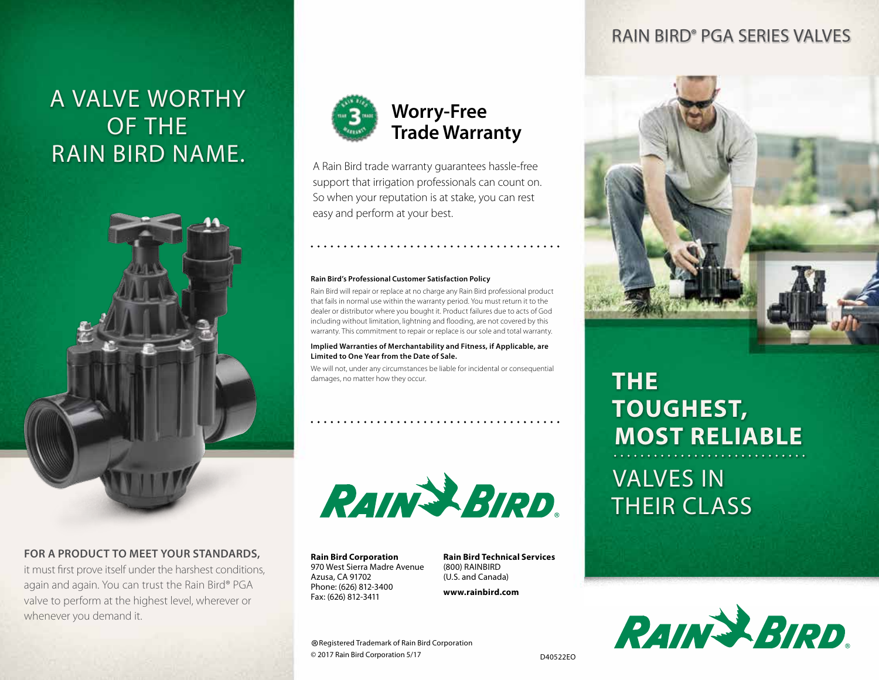# A VALVE WORTHY OF THE RAIN BIRD NAME.

**FOR A PRODUCT TO MEET YOUR STANDARDS,** it must first prove itself under the harshest conditions, again and again. You can trust the Rain Bird® PGA valve to perform at the highest level, wherever or whenever you demand it.

## Worry-Free Trade Warranty

A Rain Bird trade warranty guarantees hassle-free support that irrigation professionals can count on. So when your reputation is at stake, you can rest easy and perform at your best.

**Rain Bird's Professional Customer Satisfaction Policy**

Rain Bird will repair or replace at no charge any Rain Bird professional product that fails in normal use within the warranty period. You must return it to the dealer or distributor where you bought it. Product failures due to acts of God including without limitation, lightning and flooding, are not covered by this warranty. This commitment to repair or replace is our sole and total warranty.

**Implied Warranties of Merchantability and Fitness, if Applicable, are Limited to One Year from the Date of Sale.**

We will not, under any circumstances be liable for incidental or consequential damages, no matter how they occur.

RAIN BIRD®

**Rain Bird Corporation**
970 West Sierra Madre Avenue
Azusa, CA 91702
Phone: (626) 812-3400
Fax: (626) 812-3411

**Rain Bird Technical Services**
(800) RAINBIRD
(U.S. and Canada)

**www.rainbird.com**

® Registered Trademark of Rain Bird Corporation
© 2017 Rain Bird Corporation 5/17

D40522EO

# RAIN BIRD® PGA SERIES VALVES

## THE TOUGHEST, MOST RELIABLE VALVES IN THEIR CLASS

RAIN BIRD®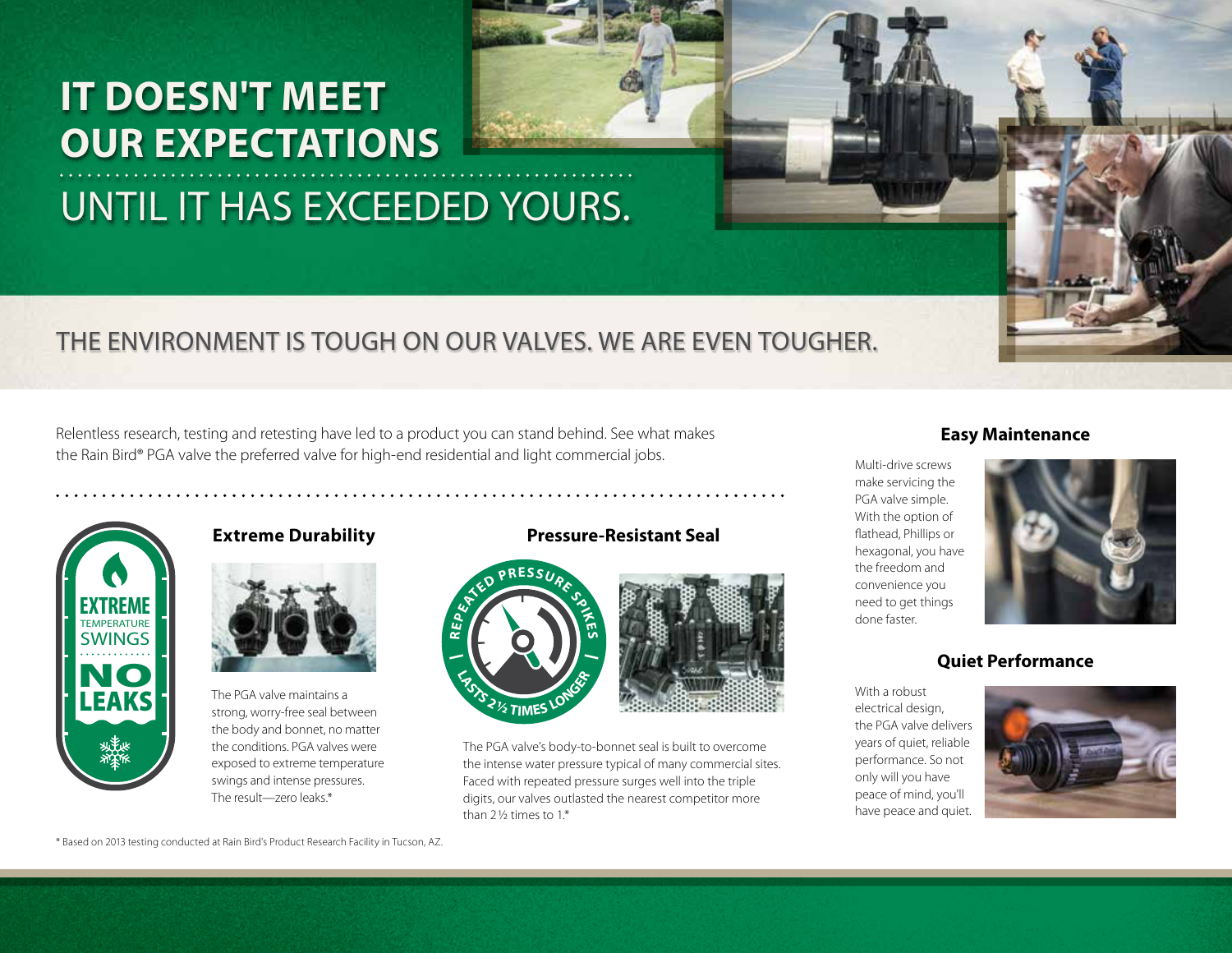# IT DOESN'T MEET OUR EXPECTATIONS

UNTIL IT HAS EXCEEDED YOURS.

## THE ENVIRONMENT IS TOUGH ON OUR VALVES. WE ARE EVEN TOUGHER.

Relentless research, testing and retesting have led to a product you can stand behind. See what makes the Rain Bird® PGA valve the preferred valve for high-end residential and light commercial jobs.

EXTREME TEMPERATURE SWINGS

NO LEAKS

### Extreme Durability

The PGA valve maintains a strong, worry-free seal between the body and bonnet, no matter the conditions. PGA valves were exposed to extreme temperature swings and intense pressures. The result—zero leaks.*

### Pressure-Resistant Seal

REPEATED PRESSURE SPIKES | LASTS 2½ TIMES LONGER

The PGA valve's body-to-bonnet seal is built to overcome the intense water pressure typical of many commercial sites. Faced with repeated pressure surges well into the triple digits, our valves outlasted the nearest competitor more than 2½ times to 1.*

### Easy Maintenance

Multi-drive screws make servicing the PGA valve simple. With the option of flathead, Phillips or hexagonal, you have the freedom and convenience you need to get things done faster.

### Quiet Performance

With a robust electrical design, the PGA valve delivers years of quiet, reliable performance. So not only will you have peace of mind, you'll have peace and quiet.

* Based on 2013 testing conducted at Rain Bird's Product Research Facility in Tucson, AZ.